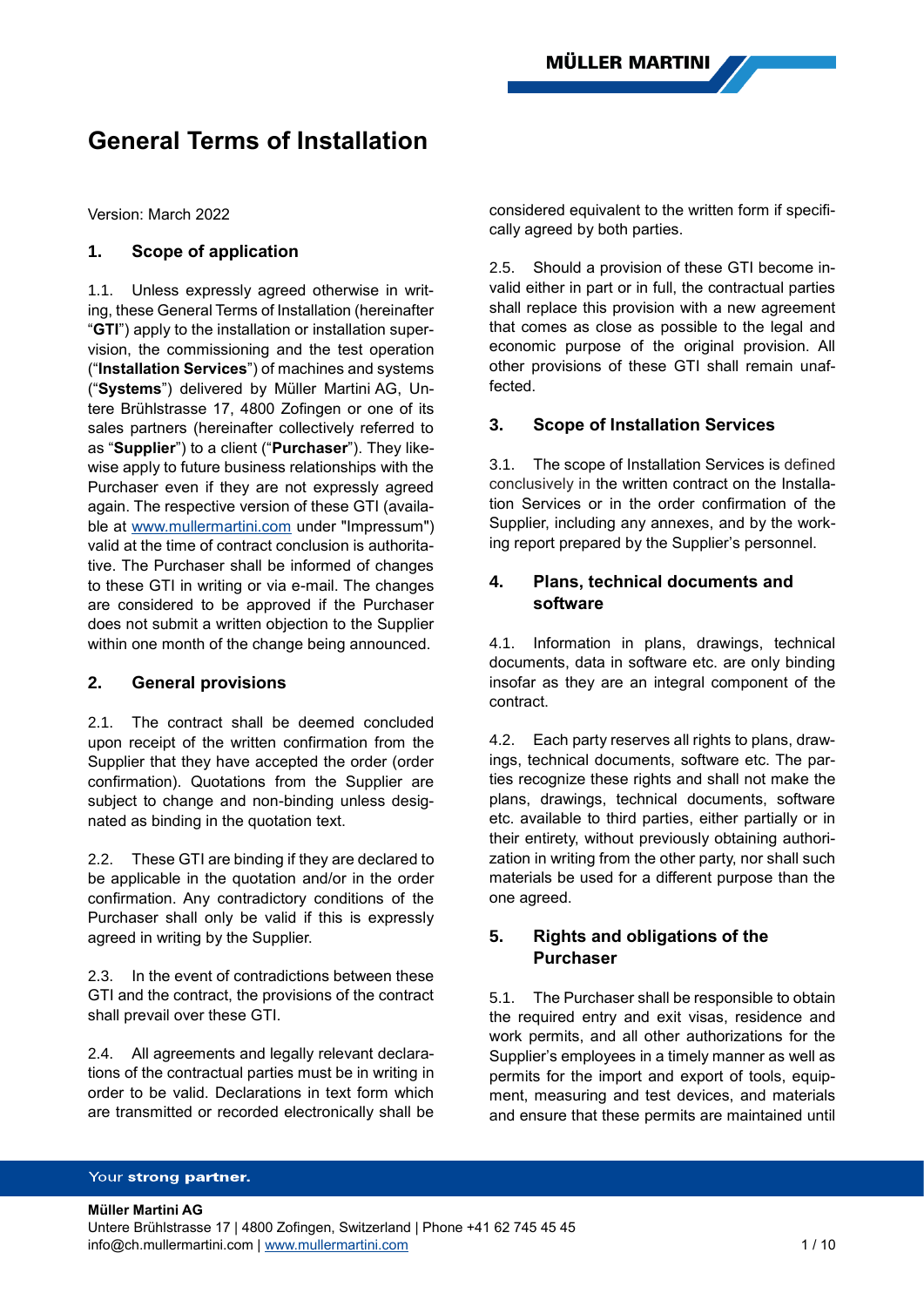# General Terms of Installation

Version: March 2022

## 1. Scope of application

1.1. Unless expressly agreed otherwise in writing, these General Terms of Installation (hereinafter "**GTI**") apply to the installation or installation supervision, the commissioning and the test operation ("**Installation Services**") of machines and systems ("**Systems**") delivered by Müller Martini AG, Untere Brühlstrasse 17, 4800 Zofingen or one of its sales partners (hereinafter collectively referred to as "**Supplier**") to a client ("**Purchaser**"). They likewise apply to future business relationships with the Purchaser even if they are not expressly agreed again. The respective version of these GTI (available at www.mullermartini.com under "Impressum") valid at the time of contract conclusion is authoritative. The Purchaser shall be informed of changes to these GTI in writing or via e-mail. The changes are considered to be approved if the Purchaser does not submit a written objection to the Supplier within one month of the change being announced.

## 2. General provisions

2.1. The contract shall be deemed concluded upon receipt of the written confirmation from the Supplier that they have accepted the order (order confirmation). Quotations from the Supplier are subject to change and non-binding unless designated as binding in the quotation text.

2.2. These GTI are binding if they are declared to be applicable in the quotation and/or in the order confirmation. Any contradictory conditions of the Purchaser shall only be valid if this is expressly agreed in writing by the Supplier.

2.3. In the event of contradictions between these GTI and the contract, the provisions of the contract shall prevail over these GTI.

2.4. All agreements and legally relevant declarations of the contractual parties must be in writing in order to be valid. Declarations in text form which are transmitted or recorded electronically shall be considered equivalent to the written form if specifically agreed by both parties.

2.5. Should a provision of these GTI become invalid either in part or in full, the contractual parties shall replace this provision with a new agreement that comes as close as possible to the legal and economic purpose of the original provision. All other provisions of these GTI shall remain unaffected.

## 3. Scope of Installation Services

3.1. The scope of Installation Services is defined conclusively in the written contract on the Installation Services or in the order confirmation of the Supplier, including any annexes, and by the working report prepared by the Supplier's personnel.

## 4. Plans, technical documents and software

4.1. Information in plans, drawings, technical documents, data in software etc. are only binding insofar as they are an integral component of the contract.

4.2. Each party reserves all rights to plans, drawings, technical documents, software etc. The parties recognize these rights and shall not make the plans, drawings, technical documents, software etc. available to third parties, either partially or in their entirety, without previously obtaining authorization in writing from the other party, nor shall such materials be used for a different purpose than the one agreed.

## 5. Rights and obligations of the Purchaser

5.1. The Purchaser shall be responsible to obtain the required entry and exit visas, residence and work permits, and all other authorizations for the Supplier's employees in a timely manner as well as permits for the import and export of tools, equipment, measuring and test devices, and materials and ensure that these permits are maintained until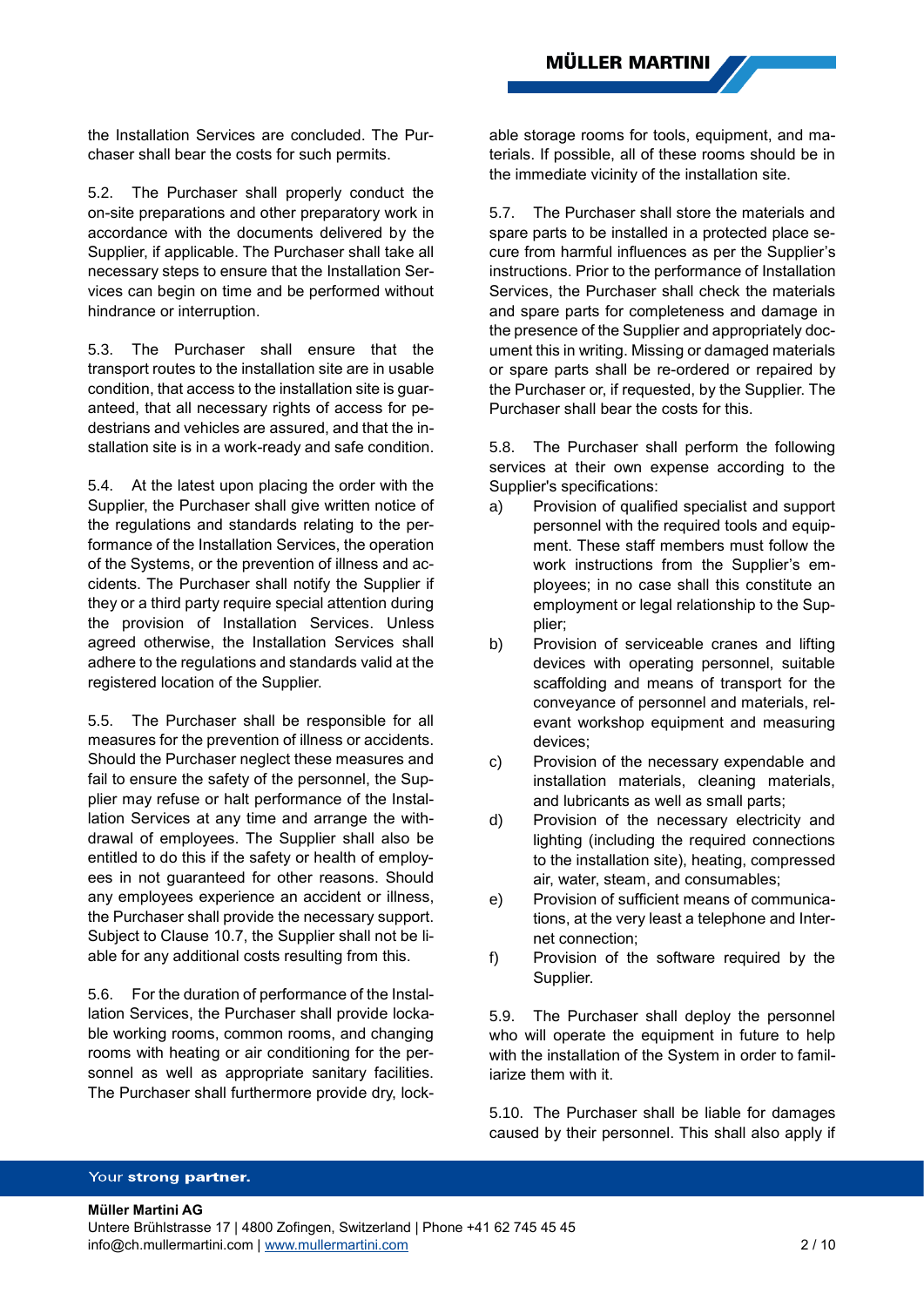the Installation Services are concluded. The Purchaser shall bear the costs for such permits.

5.2. The Purchaser shall properly conduct the on-site preparations and other preparatory work in accordance with the documents delivered by the Supplier, if applicable. The Purchaser shall take all necessary steps to ensure that the Installation Services can begin on time and be performed without hindrance or interruption.

5.3. The Purchaser shall ensure that the transport routes to the installation site are in usable condition, that access to the installation site is guaranteed, that all necessary rights of access for pedestrians and vehicles are assured, and that the installation site is in a work-ready and safe condition.

5.4. At the latest upon placing the order with the Supplier, the Purchaser shall give written notice of the regulations and standards relating to the performance of the Installation Services, the operation of the Systems, or the prevention of illness and accidents. The Purchaser shall notify the Supplier if they or a third party require special attention during the provision of Installation Services. Unless agreed otherwise, the Installation Services shall adhere to the regulations and standards valid at the registered location of the Supplier.

5.5. The Purchaser shall be responsible for all measures for the prevention of illness or accidents. Should the Purchaser neglect these measures and fail to ensure the safety of the personnel, the Supplier may refuse or halt performance of the Installation Services at any time and arrange the withdrawal of employees. The Supplier shall also be entitled to do this if the safety or health of employees in not guaranteed for other reasons. Should any employees experience an accident or illness, the Purchaser shall provide the necessary support. Subject to Clause 10.7, the Supplier shall not be liable for any additional costs resulting from this.

5.6. For the duration of performance of the Installation Services, the Purchaser shall provide lockable working rooms, common rooms, and changing rooms with heating or air conditioning for the personnel as well as appropriate sanitary facilities. The Purchaser shall furthermore provide dry, lockable storage rooms for tools, equipment, and materials. If possible, all of these rooms should be in the immediate vicinity of the installation site.

5.7. The Purchaser shall store the materials and spare parts to be installed in a protected place secure from harmful influences as per the Supplier's instructions. Prior to the performance of Installation Services, the Purchaser shall check the materials and spare parts for completeness and damage in the presence of the Supplier and appropriately document this in writing. Missing or damaged materials or spare parts shall be re-ordered or repaired by the Purchaser or, if requested, by the Supplier. The Purchaser shall bear the costs for this.

5.8. The Purchaser shall perform the following services at their own expense according to the Supplier's specifications:

a) Provision of qualified specialist and support personnel with the required tools and equipment. These staff members must follow the work instructions from the Supplier's employees; in no case shall this constitute an employment or legal relationship to the Supplier;
b) Provision of serviceable cranes and lifting devices with operating personnel, suitable scaffolding and means of transport for the conveyance of personnel and materials, relevant workshop equipment and measuring devices;
c) Provision of the necessary expendable and installation materials, cleaning materials, and lubricants as well as small parts;
d) Provision of the necessary electricity and lighting (including the required connections to the installation site), heating, compressed air, water, steam, and consumables;
e) Provision of sufficient means of communications, at the very least a telephone and Internet connection;
f) Provision of the software required by the Supplier.

5.9. The Purchaser shall deploy the personnel who will operate the equipment in future to help with the installation of the System in order to familiarize them with it.

5.10. The Purchaser shall be liable for damages caused by their personnel. This shall also apply if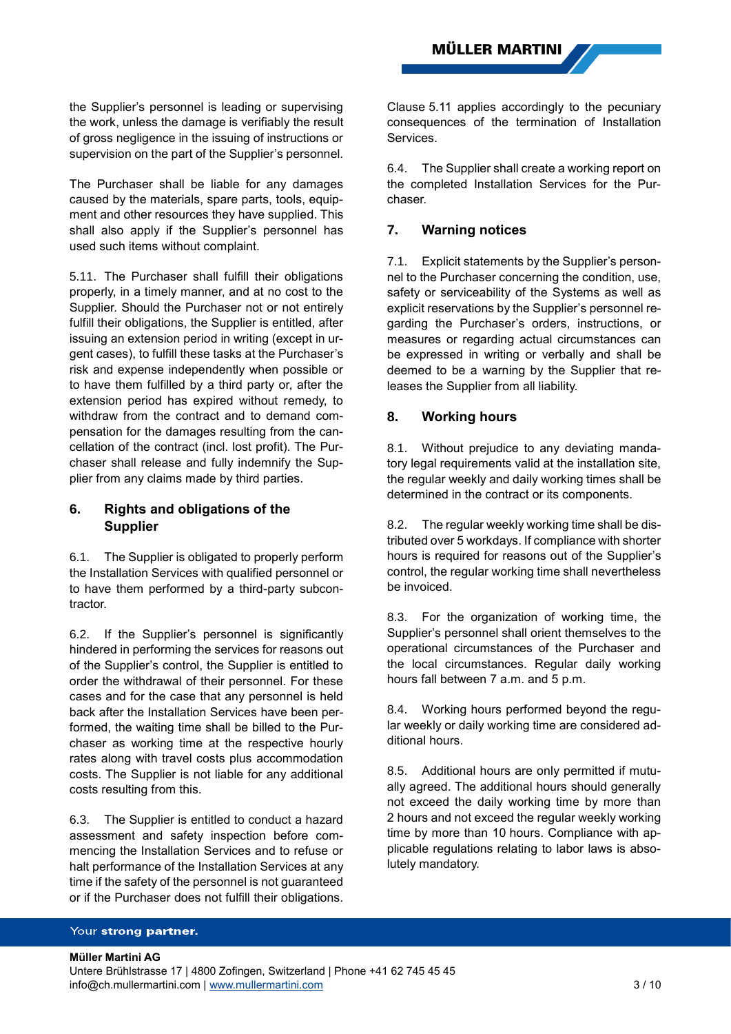the Supplier's personnel is leading or supervising the work, unless the damage is verifiably the result of gross negligence in the issuing of instructions or supervision on the part of the Supplier's personnel.

The Purchaser shall be liable for any damages caused by the materials, spare parts, tools, equipment and other resources they have supplied. This shall also apply if the Supplier's personnel has used such items without complaint.

5.11. The Purchaser shall fulfill their obligations properly, in a timely manner, and at no cost to the Supplier. Should the Purchaser not or not entirely fulfill their obligations, the Supplier is entitled, after issuing an extension period in writing (except in urgent cases), to fulfill these tasks at the Purchaser's risk and expense independently when possible or to have them fulfilled by a third party or, after the extension period has expired without remedy, to withdraw from the contract and to demand compensation for the damages resulting from the cancellation of the contract (incl. lost profit). The Purchaser shall release and fully indemnify the Supplier from any claims made by third parties.

## 6. Rights and obligations of the Supplier

6.1. The Supplier is obligated to properly perform the Installation Services with qualified personnel or to have them performed by a third-party subcontractor.

6.2. If the Supplier's personnel is significantly hindered in performing the services for reasons out of the Supplier's control, the Supplier is entitled to order the withdrawal of their personnel. For these cases and for the case that any personnel is held back after the Installation Services have been performed, the waiting time shall be billed to the Purchaser as working time at the respective hourly rates along with travel costs plus accommodation costs. The Supplier is not liable for any additional costs resulting from this.

6.3. The Supplier is entitled to conduct a hazard assessment and safety inspection before commencing the Installation Services and to refuse or halt performance of the Installation Services at any time if the safety of the personnel is not guaranteed or if the Purchaser does not fulfill their obligations. Clause 5.11 applies accordingly to the pecuniary consequences of the termination of Installation Services.

6.4. The Supplier shall create a working report on the completed Installation Services for the Purchaser.

## 7. Warning notices

7.1. Explicit statements by the Supplier's personnel to the Purchaser concerning the condition, use, safety or serviceability of the Systems as well as explicit reservations by the Supplier's personnel regarding the Purchaser's orders, instructions, or measures or regarding actual circumstances can be expressed in writing or verbally and shall be deemed to be a warning by the Supplier that releases the Supplier from all liability.

## 8. Working hours

8.1. Without prejudice to any deviating mandatory legal requirements valid at the installation site, the regular weekly and daily working times shall be determined in the contract or its components.

8.2. The regular weekly working time shall be distributed over 5 workdays. If compliance with shorter hours is required for reasons out of the Supplier's control, the regular working time shall nevertheless be invoiced.

8.3. For the organization of working time, the Supplier's personnel shall orient themselves to the operational circumstances of the Purchaser and the local circumstances. Regular daily working hours fall between 7 a.m. and 5 p.m.

8.4. Working hours performed beyond the regular weekly or daily working time are considered additional hours.

8.5. Additional hours are only permitted if mutually agreed. The additional hours should generally not exceed the daily working time by more than 2 hours and not exceed the regular weekly working time by more than 10 hours. Compliance with applicable regulations relating to labor laws is absolutely mandatory.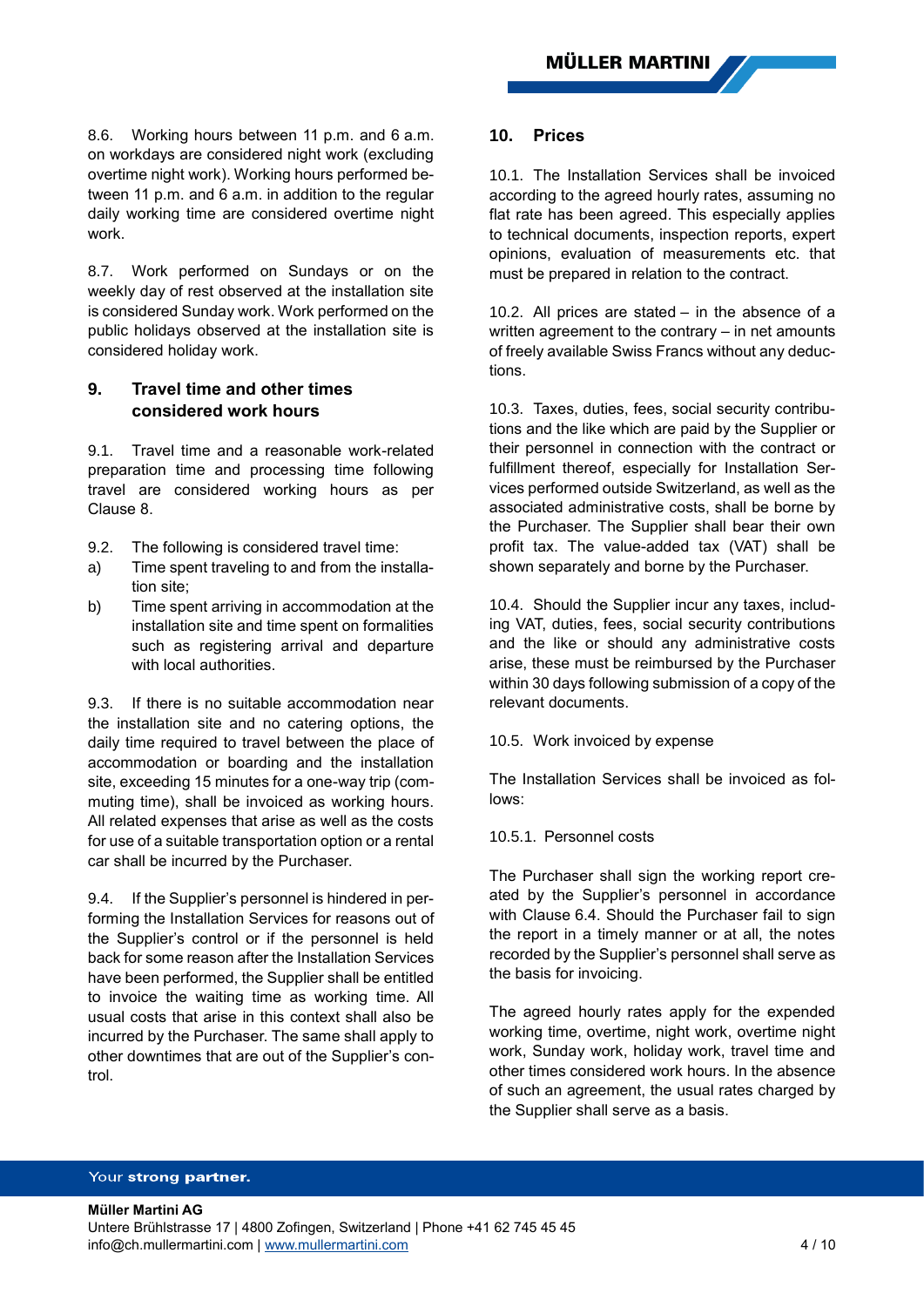8.6. Working hours between 11 p.m. and 6 a.m. on workdays are considered night work (excluding overtime night work). Working hours performed between 11 p.m. and 6 a.m. in addition to the regular daily working time are considered overtime night work.

8.7. Work performed on Sundays or on the weekly day of rest observed at the installation site is considered Sunday work. Work performed on the public holidays observed at the installation site is considered holiday work.

## 9. Travel time and other times considered work hours

9.1. Travel time and a reasonable work-related preparation time and processing time following travel are considered working hours as per Clause 8.

9.2. The following is considered travel time:

a) Time spent traveling to and from the installation site;

b) Time spent arriving in accommodation at the installation site and time spent on formalities such as registering arrival and departure with local authorities.

9.3. If there is no suitable accommodation near the installation site and no catering options, the daily time required to travel between the place of accommodation or boarding and the installation site, exceeding 15 minutes for a one-way trip (commuting time), shall be invoiced as working hours. All related expenses that arise as well as the costs for use of a suitable transportation option or a rental car shall be incurred by the Purchaser.

9.4. If the Supplier's personnel is hindered in performing the Installation Services for reasons out of the Supplier's control or if the personnel is held back for some reason after the Installation Services have been performed, the Supplier shall be entitled to invoice the waiting time as working time. All usual costs that arise in this context shall also be incurred by the Purchaser. The same shall apply to other downtimes that are out of the Supplier's control.

## 10. Prices

10.1. The Installation Services shall be invoiced according to the agreed hourly rates, assuming no flat rate has been agreed. This especially applies to technical documents, inspection reports, expert opinions, evaluation of measurements etc. that must be prepared in relation to the contract.

10.2. All prices are stated – in the absence of a written agreement to the contrary – in net amounts of freely available Swiss Francs without any deductions.

10.3. Taxes, duties, fees, social security contributions and the like which are paid by the Supplier or their personnel in connection with the contract or fulfillment thereof, especially for Installation Services performed outside Switzerland, as well as the associated administrative costs, shall be borne by the Purchaser. The Supplier shall bear their own profit tax. The value-added tax (VAT) shall be shown separately and borne by the Purchaser.

10.4. Should the Supplier incur any taxes, including VAT, duties, fees, social security contributions and the like or should any administrative costs arise, these must be reimbursed by the Purchaser within 30 days following submission of a copy of the relevant documents.

10.5. Work invoiced by expense

The Installation Services shall be invoiced as follows:

10.5.1. Personnel costs

The Purchaser shall sign the working report created by the Supplier's personnel in accordance with Clause 6.4. Should the Purchaser fail to sign the report in a timely manner or at all, the notes recorded by the Supplier's personnel shall serve as the basis for invoicing.

The agreed hourly rates apply for the expended working time, overtime, night work, overtime night work, Sunday work, holiday work, travel time and other times considered work hours. In the absence of such an agreement, the usual rates charged by the Supplier shall serve as a basis.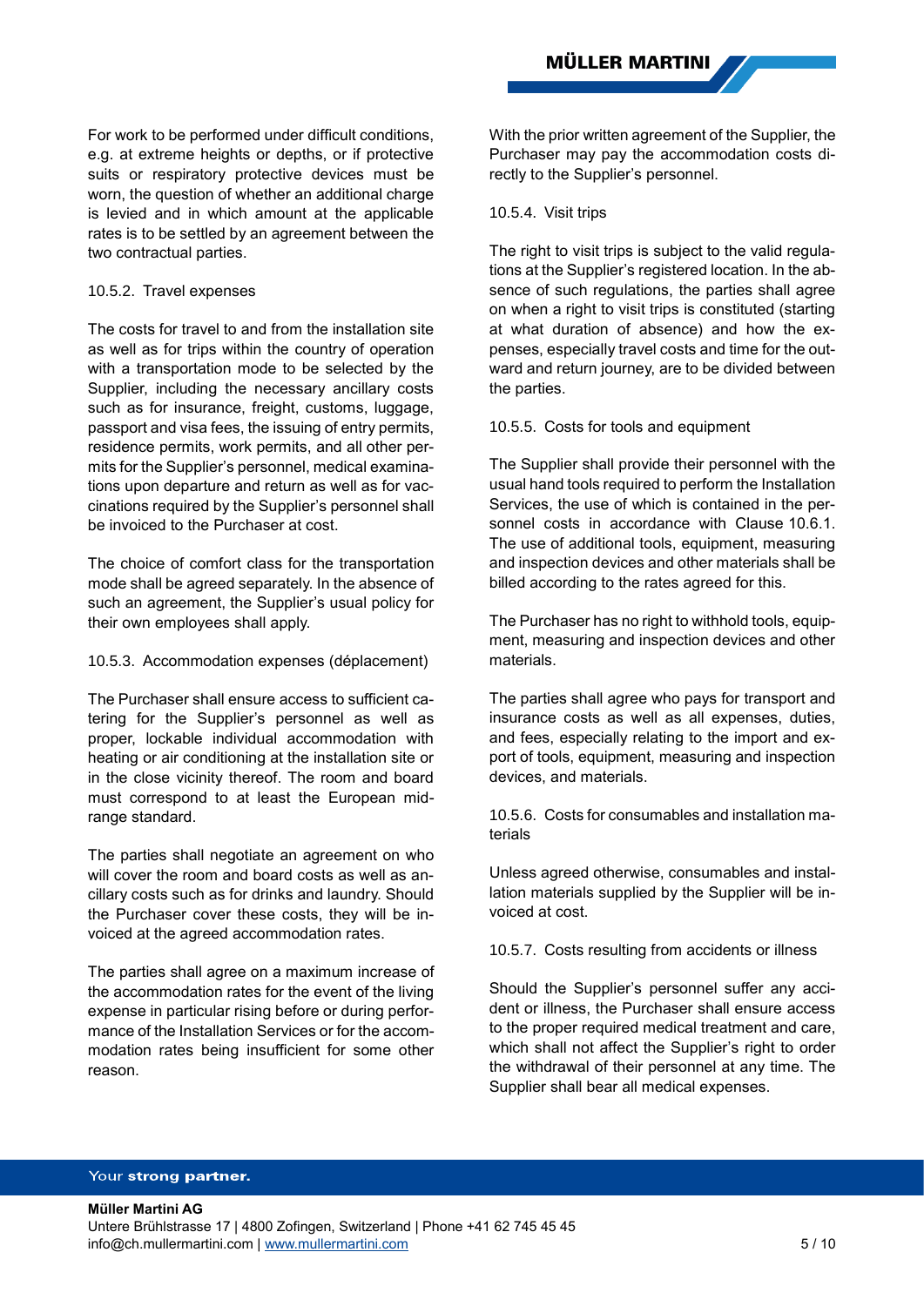For work to be performed under difficult conditions, e.g. at extreme heights or depths, or if protective suits or respiratory protective devices must be worn, the question of whether an additional charge is levied and in which amount at the applicable rates is to be settled by an agreement between the two contractual parties.

10.5.2. Travel expenses

The costs for travel to and from the installation site as well as for trips within the country of operation with a transportation mode to be selected by the Supplier, including the necessary ancillary costs such as for insurance, freight, customs, luggage, passport and visa fees, the issuing of entry permits, residence permits, work permits, and all other permits for the Supplier's personnel, medical examinations upon departure and return as well as for vaccinations required by the Supplier's personnel shall be invoiced to the Purchaser at cost.

The choice of comfort class for the transportation mode shall be agreed separately. In the absence of such an agreement, the Supplier's usual policy for their own employees shall apply.

10.5.3. Accommodation expenses (déplacement)

The Purchaser shall ensure access to sufficient catering for the Supplier's personnel as well as proper, lockable individual accommodation with heating or air conditioning at the installation site or in the close vicinity thereof. The room and board must correspond to at least the European mid-range standard.

The parties shall negotiate an agreement on who will cover the room and board costs as well as ancillary costs such as for drinks and laundry. Should the Purchaser cover these costs, they will be invoiced at the agreed accommodation rates.

The parties shall agree on a maximum increase of the accommodation rates for the event of the living expense in particular rising before or during performance of the Installation Services or for the accommodation rates being insufficient for some other reason.

With the prior written agreement of the Supplier, the Purchaser may pay the accommodation costs directly to the Supplier's personnel.

10.5.4. Visit trips

The right to visit trips is subject to the valid regulations at the Supplier's registered location. In the absence of such regulations, the parties shall agree on when a right to visit trips is constituted (starting at what duration of absence) and how the expenses, especially travel costs and time for the outward and return journey, are to be divided between the parties.

10.5.5. Costs for tools and equipment

The Supplier shall provide their personnel with the usual hand tools required to perform the Installation Services, the use of which is contained in the personnel costs in accordance with Clause 10.6.1. The use of additional tools, equipment, measuring and inspection devices and other materials shall be billed according to the rates agreed for this.

The Purchaser has no right to withhold tools, equipment, measuring and inspection devices and other materials.

The parties shall agree who pays for transport and insurance costs as well as all expenses, duties, and fees, especially relating to the import and export of tools, equipment, measuring and inspection devices, and materials.

10.5.6. Costs for consumables and installation materials

Unless agreed otherwise, consumables and installation materials supplied by the Supplier will be invoiced at cost.

10.5.7. Costs resulting from accidents or illness

Should the Supplier's personnel suffer any accident or illness, the Purchaser shall ensure access to the proper required medical treatment and care, which shall not affect the Supplier's right to order the withdrawal of their personnel at any time. The Supplier shall bear all medical expenses.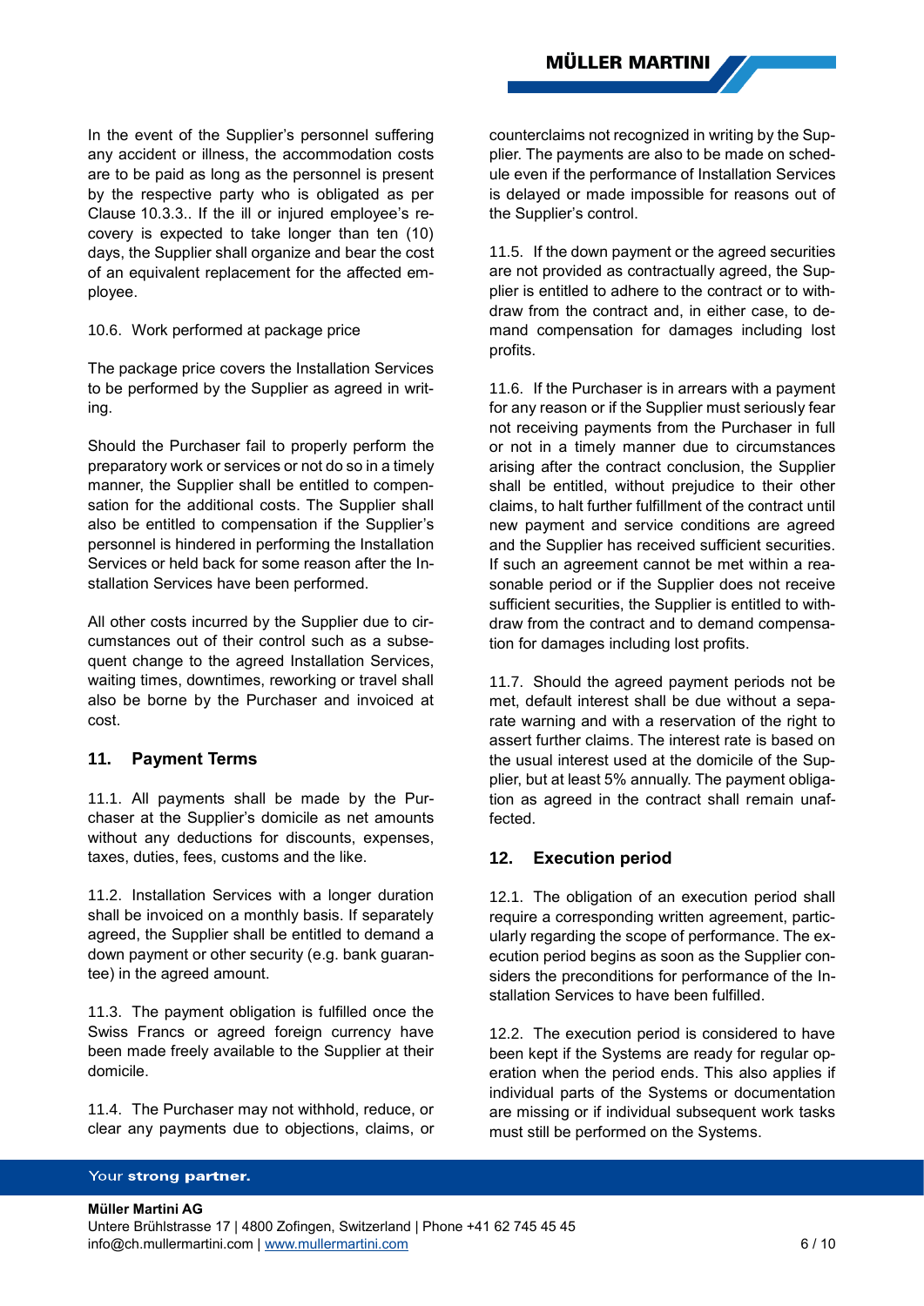In the event of the Supplier's personnel suffering any accident or illness, the accommodation costs are to be paid as long as the personnel is present by the respective party who is obligated as per Clause 10.3.3.. If the ill or injured employee's recovery is expected to take longer than ten (10) days, the Supplier shall organize and bear the cost of an equivalent replacement for the affected employee.

10.6. Work performed at package price

The package price covers the Installation Services to be performed by the Supplier as agreed in writing.

Should the Purchaser fail to properly perform the preparatory work or services or not do so in a timely manner, the Supplier shall be entitled to compensation for the additional costs. The Supplier shall also be entitled to compensation if the Supplier's personnel is hindered in performing the Installation Services or held back for some reason after the Installation Services have been performed.

All other costs incurred by the Supplier due to circumstances out of their control such as a subsequent change to the agreed Installation Services, waiting times, downtimes, reworking or travel shall also be borne by the Purchaser and invoiced at cost.

## 11. Payment Terms

11.1. All payments shall be made by the Purchaser at the Supplier's domicile as net amounts without any deductions for discounts, expenses, taxes, duties, fees, customs and the like.

11.2. Installation Services with a longer duration shall be invoiced on a monthly basis. If separately agreed, the Supplier shall be entitled to demand a down payment or other security (e.g. bank guarantee) in the agreed amount.

11.3. The payment obligation is fulfilled once the Swiss Francs or agreed foreign currency have been made freely available to the Supplier at their domicile.

11.4. The Purchaser may not withhold, reduce, or clear any payments due to objections, claims, or counterclaims not recognized in writing by the Supplier. The payments are also to be made on schedule even if the performance of Installation Services is delayed or made impossible for reasons out of the Supplier's control.

11.5. If the down payment or the agreed securities are not provided as contractually agreed, the Supplier is entitled to adhere to the contract or to withdraw from the contract and, in either case, to demand compensation for damages including lost profits.

11.6. If the Purchaser is in arrears with a payment for any reason or if the Supplier must seriously fear not receiving payments from the Purchaser in full or not in a timely manner due to circumstances arising after the contract conclusion, the Supplier shall be entitled, without prejudice to their other claims, to halt further fulfillment of the contract until new payment and service conditions are agreed and the Supplier has received sufficient securities. If such an agreement cannot be met within a reasonable period or if the Supplier does not receive sufficient securities, the Supplier is entitled to withdraw from the contract and to demand compensation for damages including lost profits.

11.7. Should the agreed payment periods not be met, default interest shall be due without a separate warning and with a reservation of the right to assert further claims. The interest rate is based on the usual interest used at the domicile of the Supplier, but at least 5% annually. The payment obligation as agreed in the contract shall remain unaffected.

## 12. Execution period

12.1. The obligation of an execution period shall require a corresponding written agreement, particularly regarding the scope of performance. The execution period begins as soon as the Supplier considers the preconditions for performance of the Installation Services to have been fulfilled.

12.2. The execution period is considered to have been kept if the Systems are ready for regular operation when the period ends. This also applies if individual parts of the Systems or documentation are missing or if individual subsequent work tasks must still be performed on the Systems.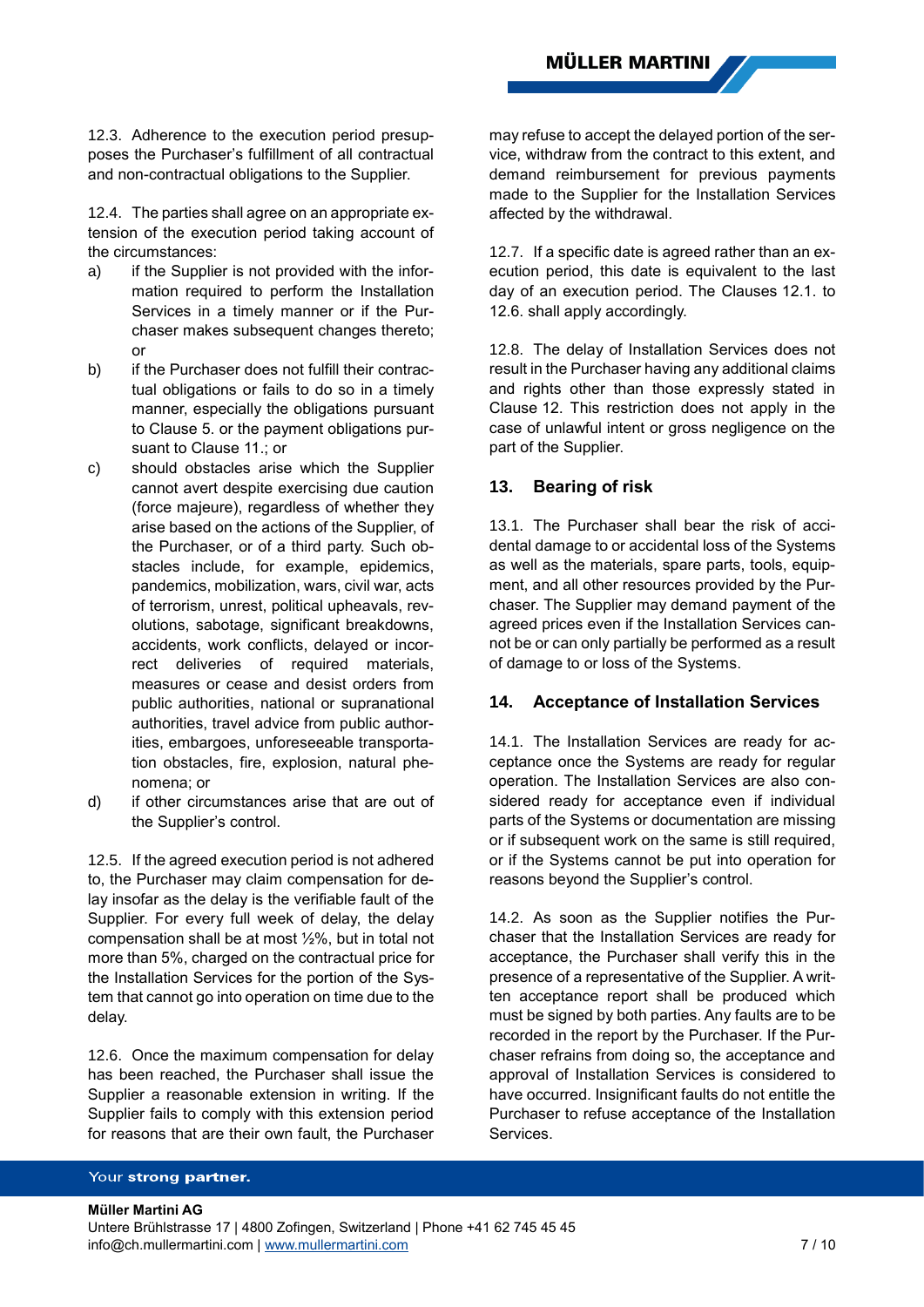12.3. Adherence to the execution period presupposes the Purchaser's fulfillment of all contractual and non-contractual obligations to the Supplier.

12.4. The parties shall agree on an appropriate extension of the execution period taking account of the circumstances:

a) if the Supplier is not provided with the information required to perform the Installation Services in a timely manner or if the Purchaser makes subsequent changes thereto; or
b) if the Purchaser does not fulfill their contractual obligations or fails to do so in a timely manner, especially the obligations pursuant to Clause 5. or the payment obligations pursuant to Clause 11.; or
c) should obstacles arise which the Supplier cannot avert despite exercising due caution (force majeure), regardless of whether they arise based on the actions of the Supplier, of the Purchaser, or of a third party. Such obstacles include, for example, epidemics, pandemics, mobilization, wars, civil war, acts of terrorism, unrest, political upheavals, revolutions, sabotage, significant breakdowns, accidents, work conflicts, delayed or incorrect deliveries of required materials, measures or cease and desist orders from public authorities, national or supranational authorities, travel advice from public authorities, embargoes, unforeseeable transportation obstacles, fire, explosion, natural phenomena; or
d) if other circumstances arise that are out of the Supplier's control.

12.5. If the agreed execution period is not adhered to, the Purchaser may claim compensation for delay insofar as the delay is the verifiable fault of the Supplier. For every full week of delay, the delay compensation shall be at most ½%, but in total not more than 5%, charged on the contractual price for the Installation Services for the portion of the System that cannot go into operation on time due to the delay.

12.6. Once the maximum compensation for delay has been reached, the Purchaser shall issue the Supplier a reasonable extension in writing. If the Supplier fails to comply with this extension period for reasons that are their own fault, the Purchaser may refuse to accept the delayed portion of the service, withdraw from the contract to this extent, and demand reimbursement for previous payments made to the Supplier for the Installation Services affected by the withdrawal.

12.7. If a specific date is agreed rather than an execution period, this date is equivalent to the last day of an execution period. The Clauses 12.1. to 12.6. shall apply accordingly.

12.8. The delay of Installation Services does not result in the Purchaser having any additional claims and rights other than those expressly stated in Clause 12. This restriction does not apply in the case of unlawful intent or gross negligence on the part of the Supplier.

## 13. Bearing of risk

13.1. The Purchaser shall bear the risk of accidental damage to or accidental loss of the Systems as well as the materials, spare parts, tools, equipment, and all other resources provided by the Purchaser. The Supplier may demand payment of the agreed prices even if the Installation Services cannot be or can only partially be performed as a result of damage to or loss of the Systems.

## 14. Acceptance of Installation Services

14.1. The Installation Services are ready for acceptance once the Systems are ready for regular operation. The Installation Services are also considered ready for acceptance even if individual parts of the Systems or documentation are missing or if subsequent work on the same is still required, or if the Systems cannot be put into operation for reasons beyond the Supplier's control.

14.2. As soon as the Supplier notifies the Purchaser that the Installation Services are ready for acceptance, the Purchaser shall verify this in the presence of a representative of the Supplier. A written acceptance report shall be produced which must be signed by both parties. Any faults are to be recorded in the report by the Purchaser. If the Purchaser refrains from doing so, the acceptance and approval of Installation Services is considered to have occurred. Insignificant faults do not entitle the Purchaser to refuse acceptance of the Installation Services.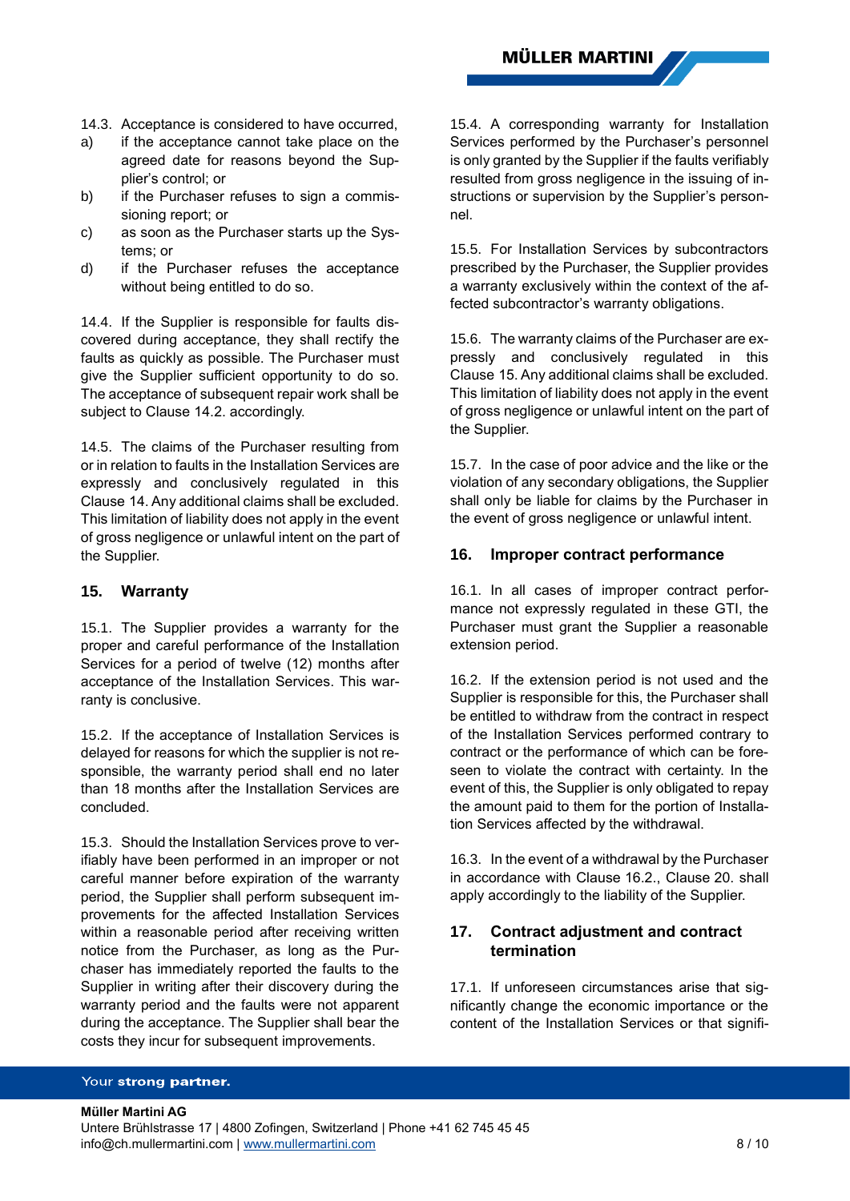14.3. Acceptance is considered to have occurred,

a) if the acceptance cannot take place on the agreed date for reasons beyond the Supplier's control; or
b) if the Purchaser refuses to sign a commissioning report; or
c) as soon as the Purchaser starts up the Systems; or
d) if the Purchaser refuses the acceptance without being entitled to do so.

14.4. If the Supplier is responsible for faults discovered during acceptance, they shall rectify the faults as quickly as possible. The Purchaser must give the Supplier sufficient opportunity to do so. The acceptance of subsequent repair work shall be subject to Clause 14.2. accordingly.

14.5. The claims of the Purchaser resulting from or in relation to faults in the Installation Services are expressly and conclusively regulated in this Clause 14. Any additional claims shall be excluded. This limitation of liability does not apply in the event of gross negligence or unlawful intent on the part of the Supplier.

## 15. Warranty

15.1. The Supplier provides a warranty for the proper and careful performance of the Installation Services for a period of twelve (12) months after acceptance of the Installation Services. This warranty is conclusive.

15.2. If the acceptance of Installation Services is delayed for reasons for which the supplier is not responsible, the warranty period shall end no later than 18 months after the Installation Services are concluded.

15.3. Should the Installation Services prove to verifiably have been performed in an improper or not careful manner before expiration of the warranty period, the Supplier shall perform subsequent improvements for the affected Installation Services within a reasonable period after receiving written notice from the Purchaser, as long as the Purchaser has immediately reported the faults to the Supplier in writing after their discovery during the warranty period and the faults were not apparent during the acceptance. The Supplier shall bear the costs they incur for subsequent improvements.

15.4. A corresponding warranty for Installation Services performed by the Purchaser's personnel is only granted by the Supplier if the faults verifiably resulted from gross negligence in the issuing of instructions or supervision by the Supplier's personnel.

15.5. For Installation Services by subcontractors prescribed by the Purchaser, the Supplier provides a warranty exclusively within the context of the affected subcontractor's warranty obligations.

15.6. The warranty claims of the Purchaser are expressly and conclusively regulated in this Clause 15. Any additional claims shall be excluded. This limitation of liability does not apply in the event of gross negligence or unlawful intent on the part of the Supplier.

15.7. In the case of poor advice and the like or the violation of any secondary obligations, the Supplier shall only be liable for claims by the Purchaser in the event of gross negligence or unlawful intent.

## 16. Improper contract performance

16.1. In all cases of improper contract performance not expressly regulated in these GTI, the Purchaser must grant the Supplier a reasonable extension period.

16.2. If the extension period is not used and the Supplier is responsible for this, the Purchaser shall be entitled to withdraw from the contract in respect of the Installation Services performed contrary to contract or the performance of which can be foreseen to violate the contract with certainty. In the event of this, the Supplier is only obligated to repay the amount paid to them for the portion of Installation Services affected by the withdrawal.

16.3. In the event of a withdrawal by the Purchaser in accordance with Clause 16.2., Clause 20. shall apply accordingly to the liability of the Supplier.

## 17. Contract adjustment and contract termination

17.1. If unforeseen circumstances arise that significantly change the economic importance or the content of the Installation Services or that signifi-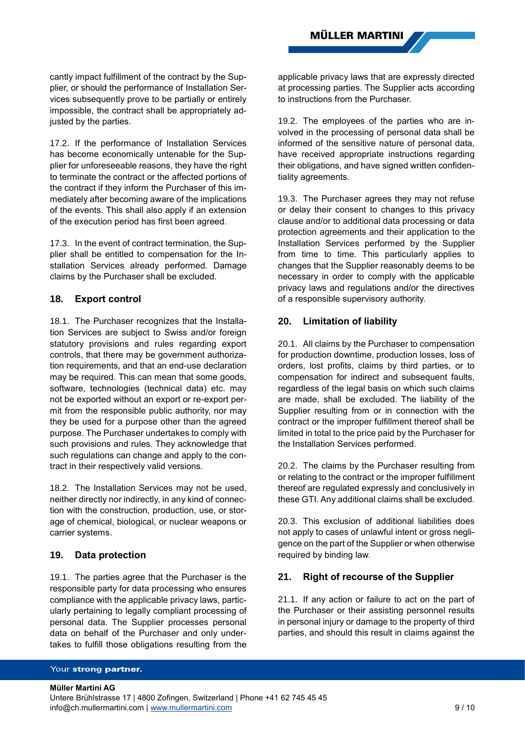cantly impact fulfillment of the contract by the Supplier, or should the performance of Installation Services subsequently prove to be partially or entirely impossible, the contract shall be appropriately adjusted by the parties.

17.2. If the performance of Installation Services has become economically untenable for the Supplier for unforeseeable reasons, they have the right to terminate the contract or the affected portions of the contract if they inform the Purchaser of this immediately after becoming aware of the implications of the events. This shall also apply if an extension of the execution period has first been agreed.

17.3. In the event of contract termination, the Supplier shall be entitled to compensation for the Installation Services already performed. Damage claims by the Purchaser shall be excluded.

## 18. Export control

18.1. The Purchaser recognizes that the Installation Services are subject to Swiss and/or foreign statutory provisions and rules regarding export controls, that there may be government authorization requirements, and that an end-use declaration may be required. This can mean that some goods, software, technologies (technical data) etc. may not be exported without an export or re-export permit from the responsible public authority, nor may they be used for a purpose other than the agreed purpose. The Purchaser undertakes to comply with such provisions and rules. They acknowledge that such regulations can change and apply to the contract in their respectively valid versions.

18.2. The Installation Services may not be used, neither directly nor indirectly, in any kind of connection with the construction, production, use, or storage of chemical, biological, or nuclear weapons or carrier systems.

## 19. Data protection

19.1. The parties agree that the Purchaser is the responsible party for data processing who ensures compliance with the applicable privacy laws, particularly pertaining to legally compliant processing of personal data. The Supplier processes personal data on behalf of the Purchaser and only undertakes to fulfill those obligations resulting from the applicable privacy laws that are expressly directed at processing parties. The Supplier acts according to instructions from the Purchaser.

19.2. The employees of the parties who are involved in the processing of personal data shall be informed of the sensitive nature of personal data, have received appropriate instructions regarding their obligations, and have signed written confidentiality agreements.

19.3. The Purchaser agrees they may not refuse or delay their consent to changes to this privacy clause and/or to additional data processing or data protection agreements and their application to the Installation Services performed by the Supplier from time to time. This particularly applies to changes that the Supplier reasonably deems to be necessary in order to comply with the applicable privacy laws and regulations and/or the directives of a responsible supervisory authority.

## 20. Limitation of liability

20.1. All claims by the Purchaser to compensation for production downtime, production losses, loss of orders, lost profits, claims by third parties, or to compensation for indirect and subsequent faults, regardless of the legal basis on which such claims are made, shall be excluded. The liability of the Supplier resulting from or in connection with the contract or the improper fulfillment thereof shall be limited in total to the price paid by the Purchaser for the Installation Services performed.

20.2. The claims by the Purchaser resulting from or relating to the contract or the improper fulfillment thereof are regulated expressly and conclusively in these GTI. Any additional claims shall be excluded.

20.3. This exclusion of additional liabilities does not apply to cases of unlawful intent or gross negligence on the part of the Supplier or when otherwise required by binding law.

## 21. Right of recourse of the Supplier

21.1. If any action or failure to act on the part of the Purchaser or their assisting personnel results in personal injury or damage to the property of third parties, and should this result in claims against the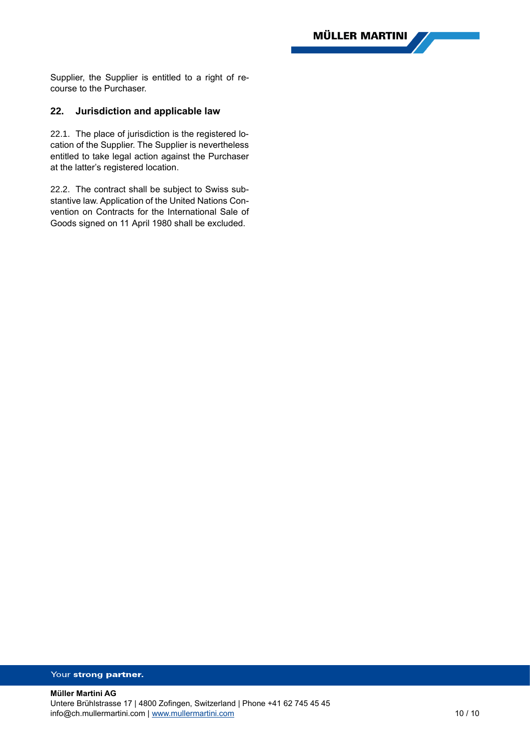Supplier, the Supplier is entitled to a right of recourse to the Purchaser.

## 22. Jurisdiction and applicable law

22.1. The place of jurisdiction is the registered location of the Supplier. The Supplier is nevertheless entitled to take legal action against the Purchaser at the latter's registered location.

22.2. The contract shall be subject to Swiss substantive law. Application of the United Nations Convention on Contracts for the International Sale of Goods signed on 11 April 1980 shall be excluded.